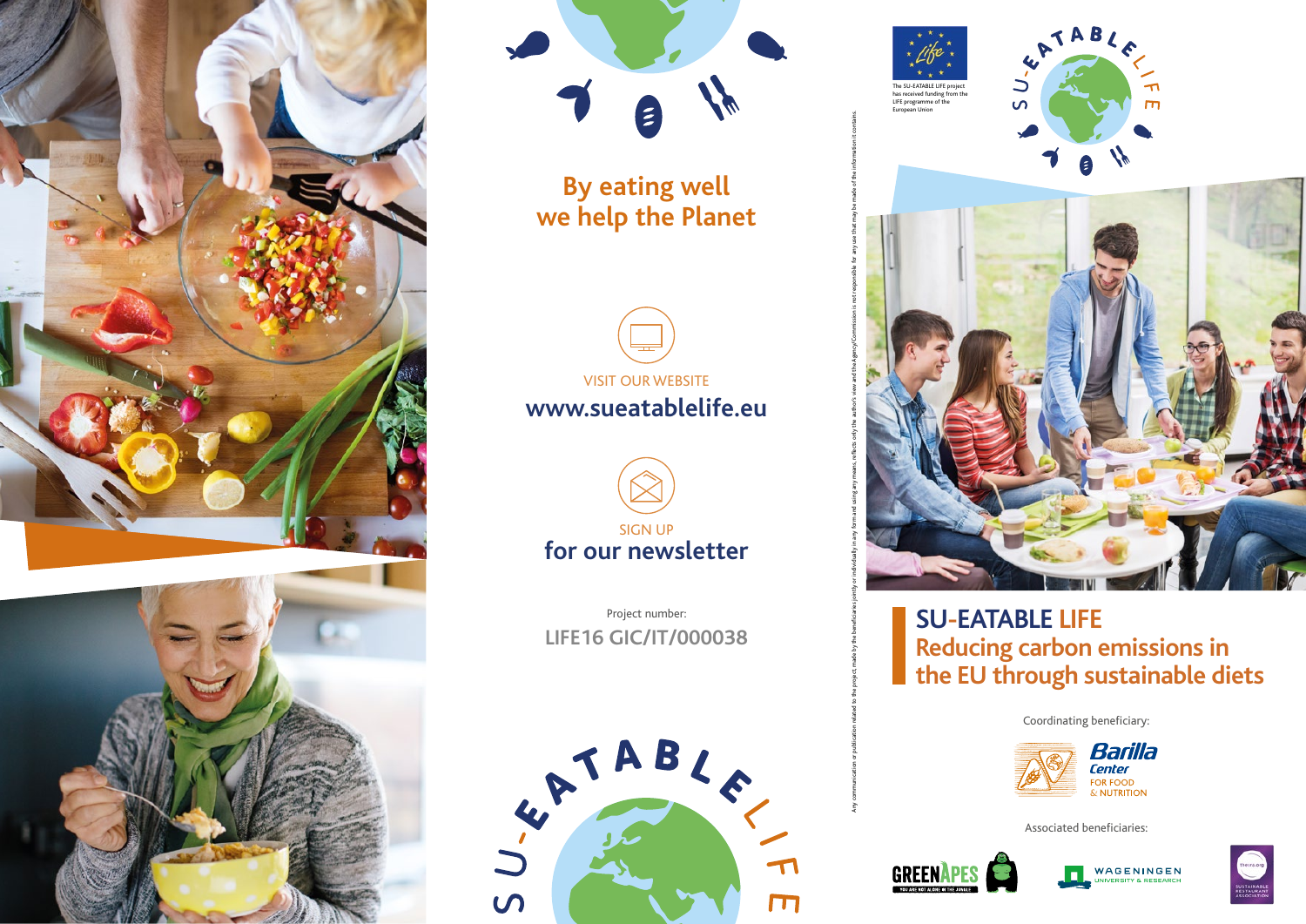By eating well
we help the Planet

VISIT OUR WEBSITE
**www.sueatablelife.eu**

SIGN UP
**for our newsletter**

Project number:
**LIFE16 GIC/IT/000038**

Any communication or publication related to the project, made by the beneficiaries jointly or individually in any form and using any means, reflects only the author's view and the Agency/Commission is not responsible for any use that may be made of the information it contains.

The SU-EATABLE LIFE project has received funding from the LIFE programme of the European Union

SU-EATABLE LIFE

# SU-EATABLE LIFE
## Reducing carbon emissions in the EU through sustainable diets

Coordinating beneficiary:

Barilla Center FOR FOOD & NUTRITION

Associated beneficiaries:

GREENAPES — YOU ARE NOT ALONE IN THE JUNGLE

WAGENINGEN UNIVERSITY & RESEARCH

thesra.org — SUSTAINABLE RESTAURANT ASSOCIATION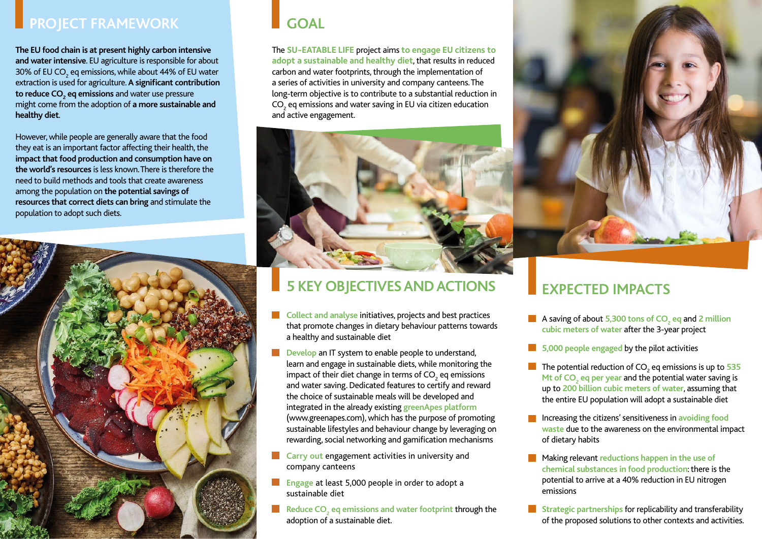## PROJECT FRAMEWORK

**The EU food chain is at present highly carbon intensive and water intensive**. EU agriculture is responsible for about 30% of EU $CO_2$ eq emissions, while about 44% of EU water extraction is used for agriculture. **A significant contribution to reduce $CO_2$ eq emissions** and water use pressure might come from the adoption of **a more sustainable and healthy diet**.

However, while people are generally aware that the food they eat is an important factor affecting their health, the **impact that food production and consumption have on the world's resources** is less known. There is therefore the need to build methods and tools that create awareness among the population on **the potential savings of resources that correct diets can bring** and stimulate the population to adopt such diets.

## GOAL

The **SU-EATABLE LIFE** project aims **to engage EU citizens to adopt a sustainable and healthy diet**, that results in reduced carbon and water footprints, through the implementation of a series of activities in university and company canteens. The long-term objective is to contribute to a substantial reduction in $CO_2$ eq emissions and water saving in EU via citizen education and active engagement.

## 5 KEY OBJECTIVES AND ACTIONS

- **Collect and analyse** initiatives, projects and best practices that promote changes in dietary behaviour patterns towards a healthy and sustainable diet
- **Develop** an IT system to enable people to understand, learn and engage in sustainable diets, while monitoring the impact of their diet change in terms of $CO_2$ eq emissions and water saving. Dedicated features to certify and reward the choice of sustainable meals will be developed and integrated in the already existing **greenApes platform** (www.greenapes.com), which has the purpose of promoting sustainable lifestyles and behaviour change by leveraging on rewarding, social networking and gamification mechanisms
- **Carry out** engagement activities in university and company canteens
- **Engage** at least 5,000 people in order to adopt a sustainable diet
- **Reduce $CO_2$ eq emissions and water footprint** through the adoption of a sustainable diet.

## EXPECTED IMPACTS

- A saving of about **5,300 tons of $CO_2$ eq** and **2 million cubic meters of water** after the 3-year project
- **5,000 people engaged** by the pilot activities
- The potential reduction of $CO_2$ eq emissions is up to **535 Mt of $CO_2$ eq per year** and the potential water saving is up to **200 billion cubic meters of water**, assuming that the entire EU population will adopt a sustainable diet
- Increasing the citizens' sensitiveness in **avoiding food waste** due to the awareness on the environmental impact of dietary habits
- Making relevant **reductions happen in the use of chemical substances in food production**: there is the potential to arrive at a 40% reduction in EU nitrogen emissions
- **Strategic partnerships** for replicability and transferability of the proposed solutions to other contexts and activities.